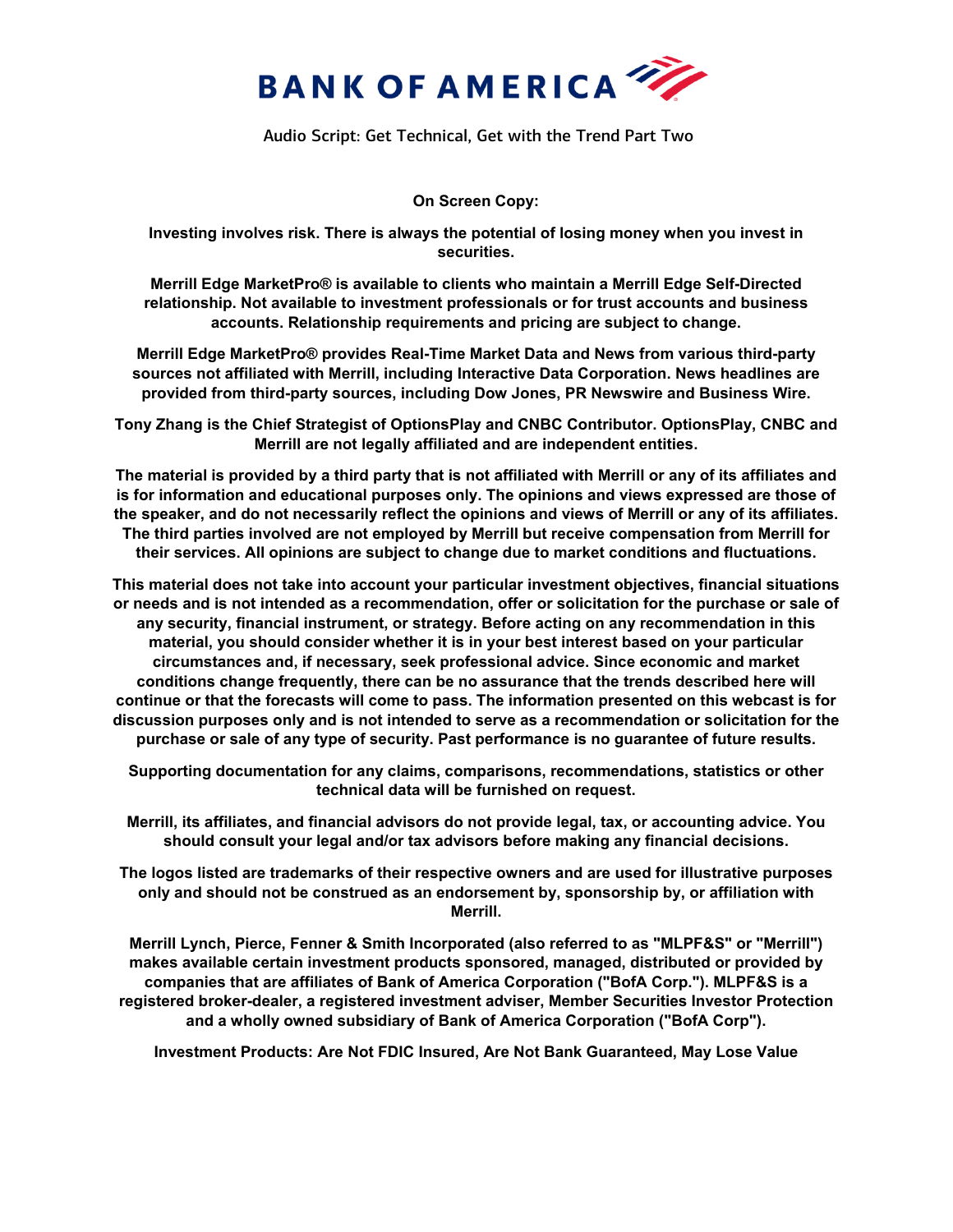BANK OF AMERICA

# Audio Script: Get Technical, Get with the Trend Part Two

**On Screen Copy:**

**Investing involves risk. There is always the potential of losing money when you invest in securities.**

**Merrill Edge MarketPro® is available to clients who maintain a Merrill Edge Self-Directed relationship. Not available to investment professionals or for trust accounts and business accounts. Relationship requirements and pricing are subject to change.**

**Merrill Edge MarketPro® provides Real-Time Market Data and News from various third-party sources not affiliated with Merrill, including Interactive Data Corporation. News headlines are provided from third-party sources, including Dow Jones, PR Newswire and Business Wire.**

**Tony Zhang is the Chief Strategist of OptionsPlay and CNBC Contributor. OptionsPlay, CNBC and Merrill are not legally affiliated and are independent entities.**

**The material is provided by a third party that is not affiliated with Merrill or any of its affiliates and is for information and educational purposes only. The opinions and views expressed are those of the speaker, and do not necessarily reflect the opinions and views of Merrill or any of its affiliates. The third parties involved are not employed by Merrill but receive compensation from Merrill for their services. All opinions are subject to change due to market conditions and fluctuations.**

**This material does not take into account your particular investment objectives, financial situations or needs and is not intended as a recommendation, offer or solicitation for the purchase or sale of any security, financial instrument, or strategy. Before acting on any recommendation in this material, you should consider whether it is in your best interest based on your particular circumstances and, if necessary, seek professional advice. Since economic and market conditions change frequently, there can be no assurance that the trends described here will continue or that the forecasts will come to pass. The information presented on this webcast is for discussion purposes only and is not intended to serve as a recommendation or solicitation for the purchase or sale of any type of security. Past performance is no guarantee of future results.**

**Supporting documentation for any claims, comparisons, recommendations, statistics or other technical data will be furnished on request.**

**Merrill, its affiliates, and financial advisors do not provide legal, tax, or accounting advice. You should consult your legal and/or tax advisors before making any financial decisions.**

**The logos listed are trademarks of their respective owners and are used for illustrative purposes only and should not be construed as an endorsement by, sponsorship by, or affiliation with Merrill.**

**Merrill Lynch, Pierce, Fenner & Smith Incorporated (also referred to as "MLPF&S" or "Merrill") makes available certain investment products sponsored, managed, distributed or provided by companies that are affiliates of Bank of America Corporation ("BofA Corp."). MLPF&S is a registered broker-dealer, a registered investment adviser, Member Securities Investor Protection and a wholly owned subsidiary of Bank of America Corporation ("BofA Corp").**

**Investment Products: Are Not FDIC Insured, Are Not Bank Guaranteed, May Lose Value**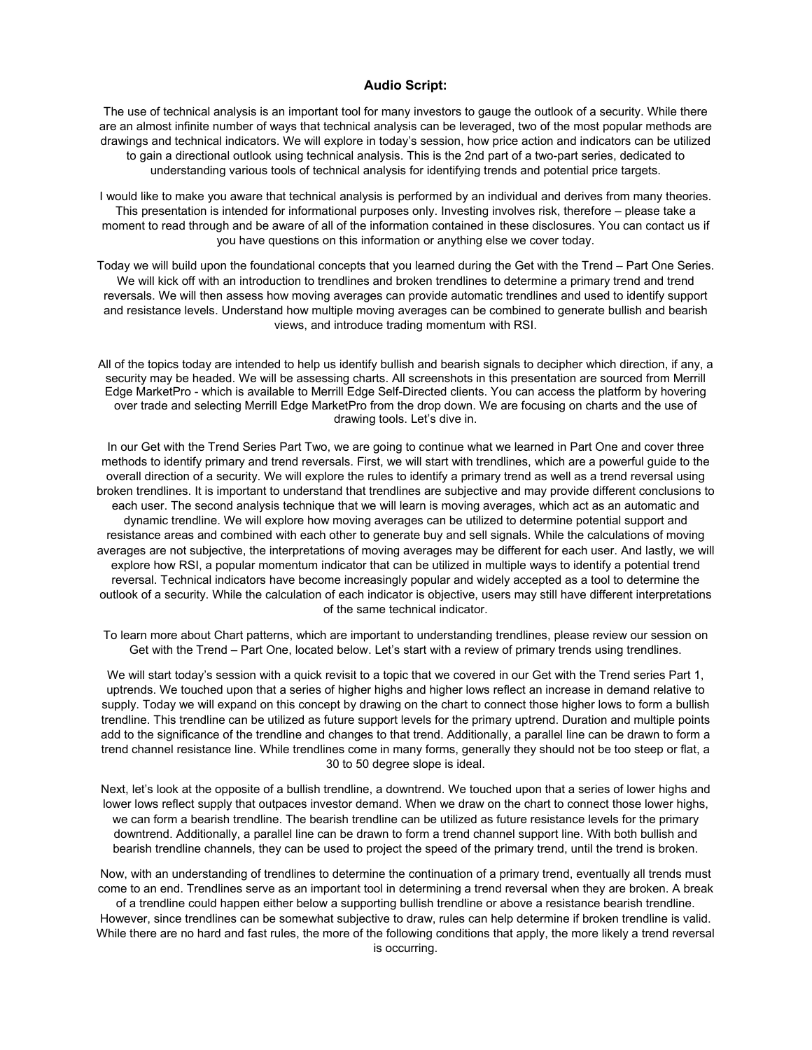**Audio Script:**

The use of technical analysis is an important tool for many investors to gauge the outlook of a security. While there are an almost infinite number of ways that technical analysis can be leveraged, two of the most popular methods are drawings and technical indicators. We will explore in today's session, how price action and indicators can be utilized to gain a directional outlook using technical analysis. This is the 2nd part of a two-part series, dedicated to understanding various tools of technical analysis for identifying trends and potential price targets.

I would like to make you aware that technical analysis is performed by an individual and derives from many theories. This presentation is intended for informational purposes only. Investing involves risk, therefore – please take a moment to read through and be aware of all of the information contained in these disclosures. You can contact us if you have questions on this information or anything else we cover today.

Today we will build upon the foundational concepts that you learned during the Get with the Trend – Part One Series. We will kick off with an introduction to trendlines and broken trendlines to determine a primary trend and trend reversals. We will then assess how moving averages can provide automatic trendlines and used to identify support and resistance levels. Understand how multiple moving averages can be combined to generate bullish and bearish views, and introduce trading momentum with RSI.

All of the topics today are intended to help us identify bullish and bearish signals to decipher which direction, if any, a security may be headed. We will be assessing charts. All screenshots in this presentation are sourced from Merrill Edge MarketPro - which is available to Merrill Edge Self-Directed clients. You can access the platform by hovering over trade and selecting Merrill Edge MarketPro from the drop down. We are focusing on charts and the use of drawing tools. Let's dive in.

In our Get with the Trend Series Part Two, we are going to continue what we learned in Part One and cover three methods to identify primary and trend reversals. First, we will start with trendlines, which are a powerful guide to the overall direction of a security. We will explore the rules to identify a primary trend as well as a trend reversal using broken trendlines. It is important to understand that trendlines are subjective and may provide different conclusions to each user. The second analysis technique that we will learn is moving averages, which act as an automatic and dynamic trendline. We will explore how moving averages can be utilized to determine potential support and resistance areas and combined with each other to generate buy and sell signals. While the calculations of moving averages are not subjective, the interpretations of moving averages may be different for each user. And lastly, we will explore how RSI, a popular momentum indicator that can be utilized in multiple ways to identify a potential trend reversal. Technical indicators have become increasingly popular and widely accepted as a tool to determine the outlook of a security. While the calculation of each indicator is objective, users may still have different interpretations of the same technical indicator.

To learn more about Chart patterns, which are important to understanding trendlines, please review our session on Get with the Trend – Part One, located below. Let's start with a review of primary trends using trendlines.

We will start today's session with a quick revisit to a topic that we covered in our Get with the Trend series Part 1, uptrends. We touched upon that a series of higher highs and higher lows reflect an increase in demand relative to supply. Today we will expand on this concept by drawing on the chart to connect those higher lows to form a bullish trendline. This trendline can be utilized as future support levels for the primary uptrend. Duration and multiple points add to the significance of the trendline and changes to that trend. Additionally, a parallel line can be drawn to form a trend channel resistance line. While trendlines come in many forms, generally they should not be too steep or flat, a 30 to 50 degree slope is ideal.

Next, let's look at the opposite of a bullish trendline, a downtrend. We touched upon that a series of lower highs and lower lows reflect supply that outpaces investor demand. When we draw on the chart to connect those lower highs, we can form a bearish trendline. The bearish trendline can be utilized as future resistance levels for the primary downtrend. Additionally, a parallel line can be drawn to form a trend channel support line. With both bullish and bearish trendline channels, they can be used to project the speed of the primary trend, until the trend is broken.

Now, with an understanding of trendlines to determine the continuation of a primary trend, eventually all trends must come to an end. Trendlines serve as an important tool in determining a trend reversal when they are broken. A break of a trendline could happen either below a supporting bullish trendline or above a resistance bearish trendline. However, since trendlines can be somewhat subjective to draw, rules can help determine if broken trendline is valid. While there are no hard and fast rules, the more of the following conditions that apply, the more likely a trend reversal is occurring.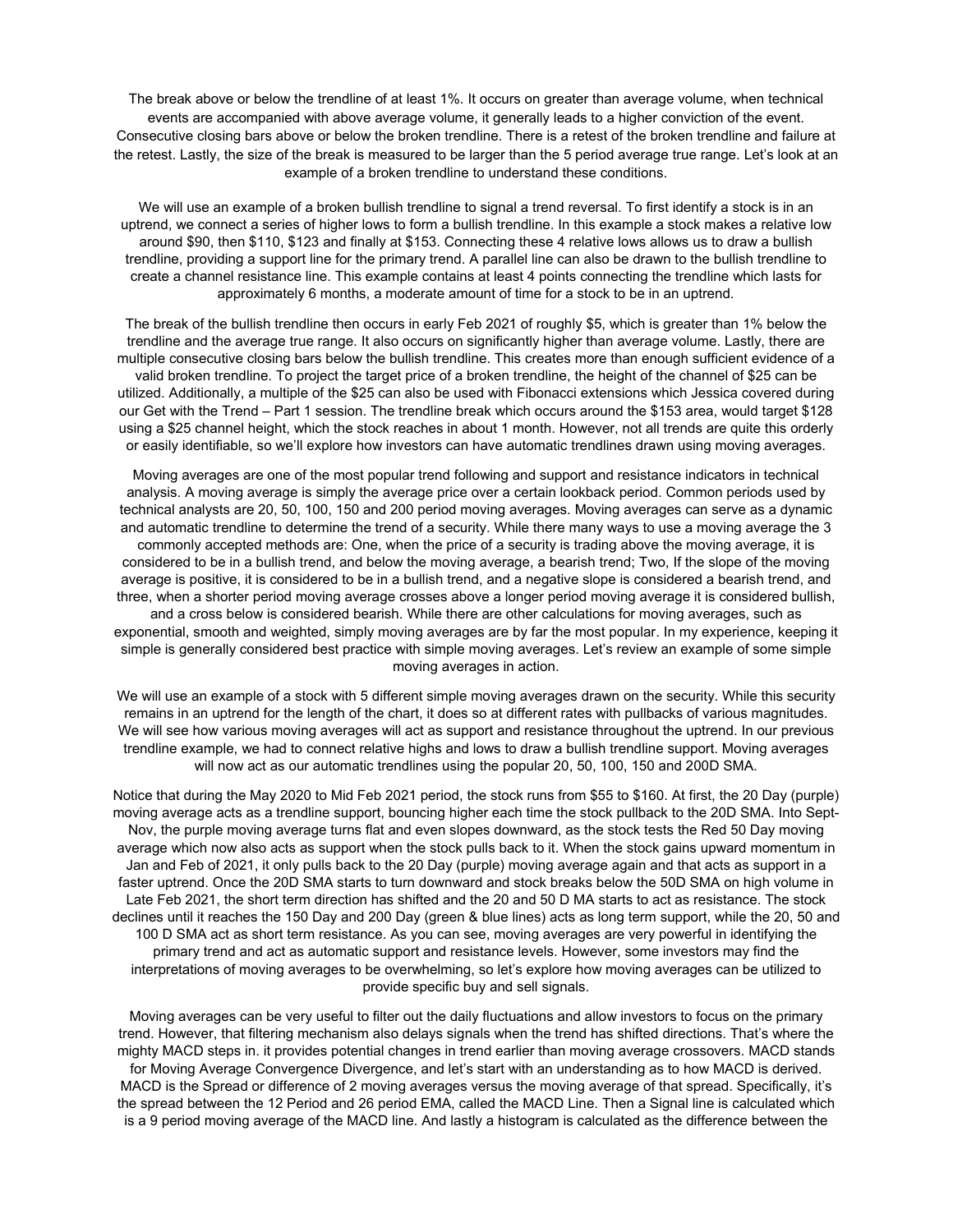The break above or below the trendline of at least 1%. It occurs on greater than average volume, when technical events are accompanied with above average volume, it generally leads to a higher conviction of the event. Consecutive closing bars above or below the broken trendline. There is a retest of the broken trendline and failure at the retest. Lastly, the size of the break is measured to be larger than the 5 period average true range. Let's look at an example of a broken trendline to understand these conditions.

We will use an example of a broken bullish trendline to signal a trend reversal. To first identify a stock is in an uptrend, we connect a series of higher lows to form a bullish trendline. In this example a stock makes a relative low around $90, then $110, $123 and finally at $153. Connecting these 4 relative lows allows us to draw a bullish trendline, providing a support line for the primary trend. A parallel line can also be drawn to the bullish trendline to create a channel resistance line. This example contains at least 4 points connecting the trendline which lasts for approximately 6 months, a moderate amount of time for a stock to be in an uptrend.

The break of the bullish trendline then occurs in early Feb 2021 of roughly $5, which is greater than 1% below the trendline and the average true range. It also occurs on significantly higher than average volume. Lastly, there are multiple consecutive closing bars below the bullish trendline. This creates more than enough sufficient evidence of a valid broken trendline. To project the target price of a broken trendline, the height of the channel of $25 can be utilized. Additionally, a multiple of the $25 can also be used with Fibonacci extensions which Jessica covered during our Get with the Trend – Part 1 session. The trendline break which occurs around the $153 area, would target $128 using a $25 channel height, which the stock reaches in about 1 month. However, not all trends are quite this orderly or easily identifiable, so we'll explore how investors can have automatic trendlines drawn using moving averages.

Moving averages are one of the most popular trend following and support and resistance indicators in technical analysis. A moving average is simply the average price over a certain lookback period. Common periods used by technical analysts are 20, 50, 100, 150 and 200 period moving averages. Moving averages can serve as a dynamic and automatic trendline to determine the trend of a security. While there many ways to use a moving average the 3 commonly accepted methods are: One, when the price of a security is trading above the moving average, it is considered to be in a bullish trend, and below the moving average, a bearish trend; Two, If the slope of the moving average is positive, it is considered to be in a bullish trend, and a negative slope is considered a bearish trend, and three, when a shorter period moving average crosses above a longer period moving average it is considered bullish, and a cross below is considered bearish. While there are other calculations for moving averages, such as exponential, smooth and weighted, simply moving averages are by far the most popular. In my experience, keeping it simple is generally considered best practice with simple moving averages. Let's review an example of some simple moving averages in action.

We will use an example of a stock with 5 different simple moving averages drawn on the security. While this security remains in an uptrend for the length of the chart, it does so at different rates with pullbacks of various magnitudes. We will see how various moving averages will act as support and resistance throughout the uptrend. In our previous trendline example, we had to connect relative highs and lows to draw a bullish trendline support. Moving averages will now act as our automatic trendlines using the popular 20, 50, 100, 150 and 200D SMA.

Notice that during the May 2020 to Mid Feb 2021 period, the stock runs from $55 to $160. At first, the 20 Day (purple) moving average acts as a trendline support, bouncing higher each time the stock pullback to the 20D SMA. Into Sept-Nov, the purple moving average turns flat and even slopes downward, as the stock tests the Red 50 Day moving average which now also acts as support when the stock pulls back to it. When the stock gains upward momentum in Jan and Feb of 2021, it only pulls back to the 20 Day (purple) moving average again and that acts as support in a faster uptrend. Once the 20D SMA starts to turn downward and stock breaks below the 50D SMA on high volume in Late Feb 2021, the short term direction has shifted and the 20 and 50 D MA starts to act as resistance. The stock declines until it reaches the 150 Day and 200 Day (green & blue lines) acts as long term support, while the 20, 50 and 100 D SMA act as short term resistance. As you can see, moving averages are very powerful in identifying the primary trend and act as automatic support and resistance levels. However, some investors may find the interpretations of moving averages to be overwhelming, so let's explore how moving averages can be utilized to provide specific buy and sell signals.

Moving averages can be very useful to filter out the daily fluctuations and allow investors to focus on the primary trend. However, that filtering mechanism also delays signals when the trend has shifted directions. That's where the mighty MACD steps in. it provides potential changes in trend earlier than moving average crossovers. MACD stands for Moving Average Convergence Divergence, and let's start with an understanding as to how MACD is derived. MACD is the Spread or difference of 2 moving averages versus the moving average of that spread. Specifically, it's the spread between the 12 Period and 26 period EMA, called the MACD Line. Then a Signal line is calculated which is a 9 period moving average of the MACD line. And lastly a histogram is calculated as the difference between the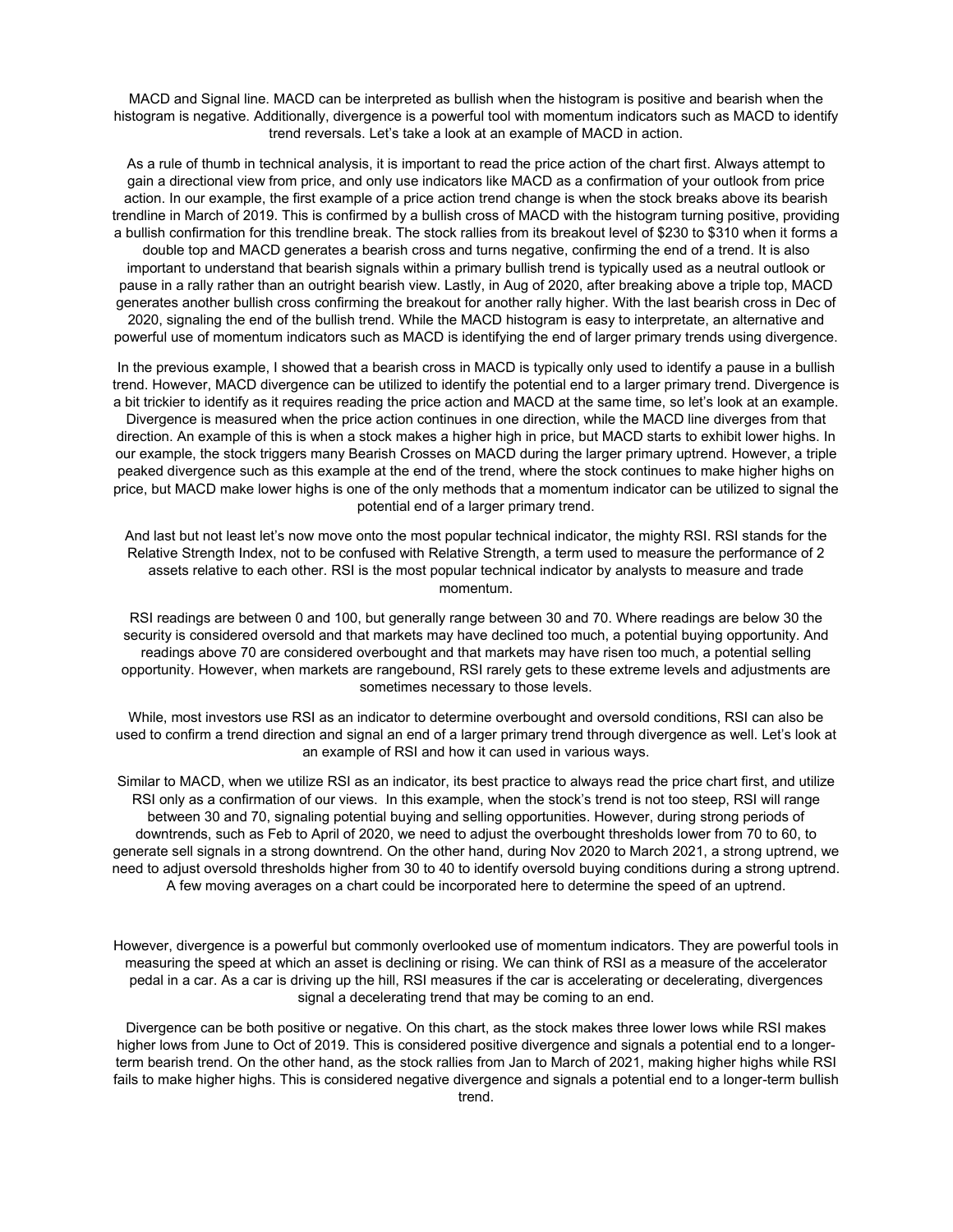MACD and Signal line. MACD can be interpreted as bullish when the histogram is positive and bearish when the histogram is negative. Additionally, divergence is a powerful tool with momentum indicators such as MACD to identify trend reversals. Let's take a look at an example of MACD in action.

As a rule of thumb in technical analysis, it is important to read the price action of the chart first. Always attempt to gain a directional view from price, and only use indicators like MACD as a confirmation of your outlook from price action. In our example, the first example of a price action trend change is when the stock breaks above its bearish trendline in March of 2019. This is confirmed by a bullish cross of MACD with the histogram turning positive, providing a bullish confirmation for this trendline break. The stock rallies from its breakout level of $230 to $310 when it forms a double top and MACD generates a bearish cross and turns negative, confirming the end of a trend. It is also important to understand that bearish signals within a primary bullish trend is typically used as a neutral outlook or pause in a rally rather than an outright bearish view. Lastly, in Aug of 2020, after breaking above a triple top, MACD generates another bullish cross confirming the breakout for another rally higher. With the last bearish cross in Dec of 2020, signaling the end of the bullish trend. While the MACD histogram is easy to interpretate, an alternative and powerful use of momentum indicators such as MACD is identifying the end of larger primary trends using divergence.

In the previous example, I showed that a bearish cross in MACD is typically only used to identify a pause in a bullish trend. However, MACD divergence can be utilized to identify the potential end to a larger primary trend. Divergence is a bit trickier to identify as it requires reading the price action and MACD at the same time, so let's look at an example. Divergence is measured when the price action continues in one direction, while the MACD line diverges from that direction. An example of this is when a stock makes a higher high in price, but MACD starts to exhibit lower highs. In our example, the stock triggers many Bearish Crosses on MACD during the larger primary uptrend. However, a triple peaked divergence such as this example at the end of the trend, where the stock continues to make higher highs on price, but MACD make lower highs is one of the only methods that a momentum indicator can be utilized to signal the potential end of a larger primary trend.

And last but not least let's now move onto the most popular technical indicator, the mighty RSI. RSI stands for the Relative Strength Index, not to be confused with Relative Strength, a term used to measure the performance of 2 assets relative to each other. RSI is the most popular technical indicator by analysts to measure and trade momentum.

RSI readings are between 0 and 100, but generally range between 30 and 70. Where readings are below 30 the security is considered oversold and that markets may have declined too much, a potential buying opportunity. And readings above 70 are considered overbought and that markets may have risen too much, a potential selling opportunity. However, when markets are rangebound, RSI rarely gets to these extreme levels and adjustments are sometimes necessary to those levels.

While, most investors use RSI as an indicator to determine overbought and oversold conditions, RSI can also be used to confirm a trend direction and signal an end of a larger primary trend through divergence as well. Let's look at an example of RSI and how it can used in various ways.

Similar to MACD, when we utilize RSI as an indicator, its best practice to always read the price chart first, and utilize RSI only as a confirmation of our views. In this example, when the stock's trend is not too steep, RSI will range between 30 and 70, signaling potential buying and selling opportunities. However, during strong periods of downtrends, such as Feb to April of 2020, we need to adjust the overbought thresholds lower from 70 to 60, to generate sell signals in a strong downtrend. On the other hand, during Nov 2020 to March 2021, a strong uptrend, we need to adjust oversold thresholds higher from 30 to 40 to identify oversold buying conditions during a strong uptrend. A few moving averages on a chart could be incorporated here to determine the speed of an uptrend.

However, divergence is a powerful but commonly overlooked use of momentum indicators. They are powerful tools in measuring the speed at which an asset is declining or rising. We can think of RSI as a measure of the accelerator pedal in a car. As a car is driving up the hill, RSI measures if the car is accelerating or decelerating, divergences signal a decelerating trend that may be coming to an end.

Divergence can be both positive or negative. On this chart, as the stock makes three lower lows while RSI makes higher lows from June to Oct of 2019. This is considered positive divergence and signals a potential end to a longer-term bearish trend. On the other hand, as the stock rallies from Jan to March of 2021, making higher highs while RSI fails to make higher highs. This is considered negative divergence and signals a potential end to a longer-term bullish trend.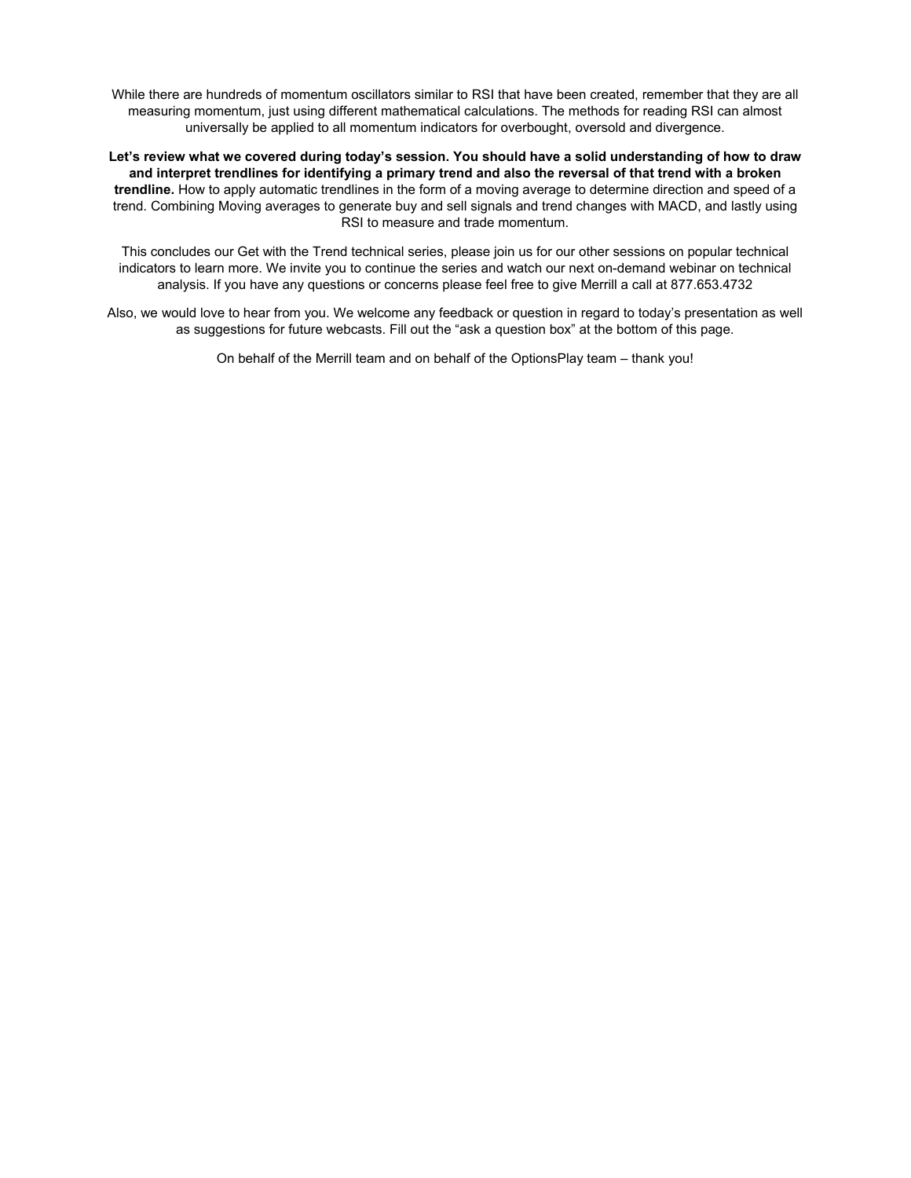While there are hundreds of momentum oscillators similar to RSI that have been created, remember that they are all measuring momentum, just using different mathematical calculations. The methods for reading RSI can almost universally be applied to all momentum indicators for overbought, oversold and divergence.

**Let's review what we covered during today's session. You should have a solid understanding of how to draw and interpret trendlines for identifying a primary trend and also the reversal of that trend with a broken trendline.** How to apply automatic trendlines in the form of a moving average to determine direction and speed of a trend. Combining Moving averages to generate buy and sell signals and trend changes with MACD, and lastly using RSI to measure and trade momentum.

This concludes our Get with the Trend technical series, please join us for our other sessions on popular technical indicators to learn more. We invite you to continue the series and watch our next on-demand webinar on technical analysis. If you have any questions or concerns please feel free to give Merrill a call at 877.653.4732

Also, we would love to hear from you. We welcome any feedback or question in regard to today's presentation as well as suggestions for future webcasts. Fill out the "ask a question box" at the bottom of this page.

On behalf of the Merrill team and on behalf of the OptionsPlay team – thank you!